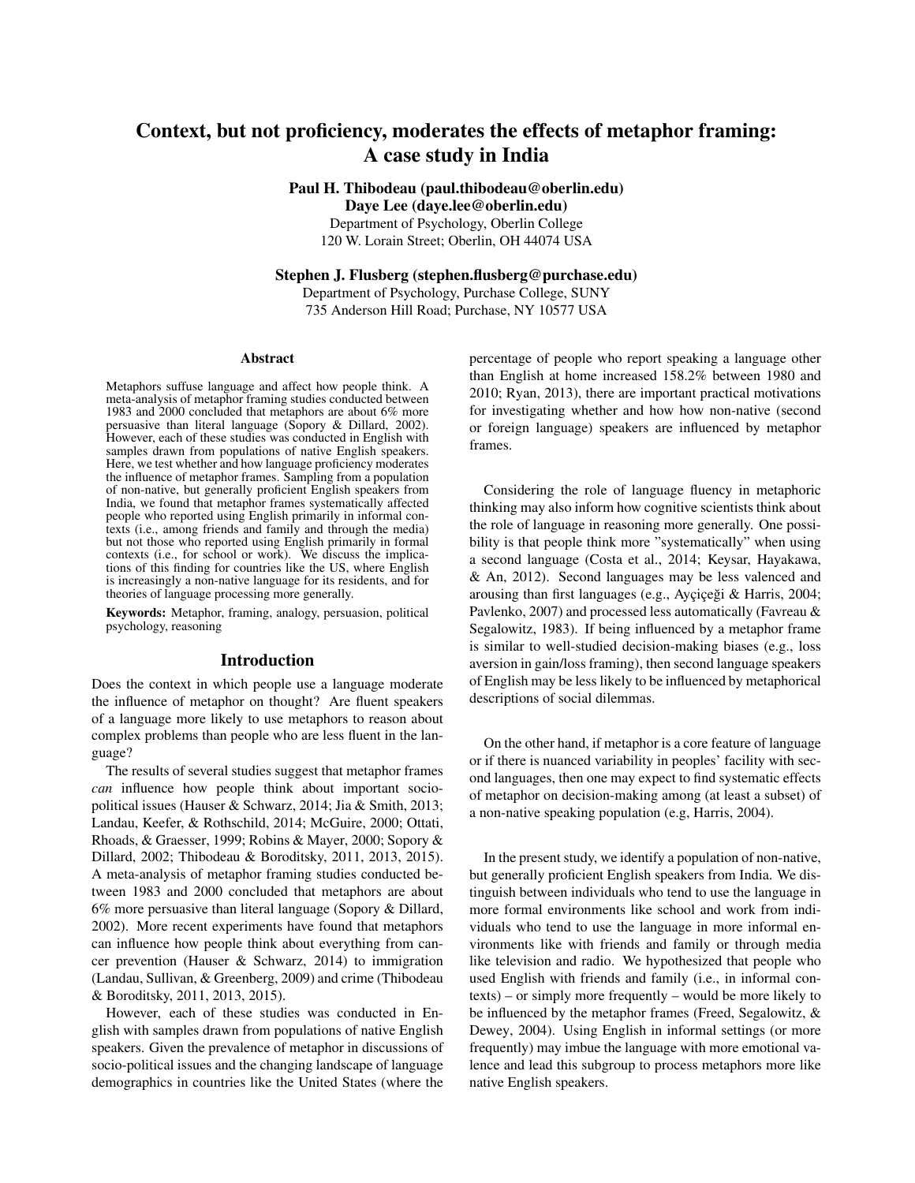# Context, but not proficiency, moderates the effects of metaphor framing: A case study in India

**Paul H. Thibodeau (paul.thibodeau@oberlin.edu)**
**Daye Lee (daye.lee@oberlin.edu)**
Department of Psychology, Oberlin College
120 W. Lorain Street; Oberlin, OH 44074 USA

**Stephen J. Flusberg (stephen.flusberg@purchase.edu)**
Department of Psychology, Purchase College, SUNY
735 Anderson Hill Road; Purchase, NY 10577 USA

## Abstract

Metaphors suffuse language and affect how people think. A meta-analysis of metaphor framing studies conducted between 1983 and 2000 concluded that metaphors are about 6% more persuasive than literal language (Sopory & Dillard, 2002). However, each of these studies was conducted in English with samples drawn from populations of native English speakers. Here, we test whether and how language proficiency moderates the influence of metaphor frames. Sampling from a population of non-native, but generally proficient English speakers from India, we found that metaphor frames systematically affected people who reported using English primarily in informal contexts (i.e., among friends and family and through the media) but not those who reported using English primarily in formal contexts (i.e., for school or work). We discuss the implications of this finding for countries like the US, where English is increasingly a non-native language for its residents, and for theories of language processing more generally.

**Keywords:** Metaphor, framing, analogy, persuasion, political psychology, reasoning

## Introduction

Does the context in which people use a language moderate the influence of metaphor on thought? Are fluent speakers of a language more likely to use metaphors to reason about complex problems than people who are less fluent in the language?

The results of several studies suggest that metaphor frames *can* influence how people think about important socio-political issues (Hauser & Schwarz, 2014; Jia & Smith, 2013; Landau, Keefer, & Rothschild, 2014; McGuire, 2000; Ottati, Rhoads, & Graesser, 1999; Robins & Mayer, 2000; Sopory & Dillard, 2002; Thibodeau & Boroditsky, 2011, 2013, 2015). A meta-analysis of metaphor framing studies conducted between 1983 and 2000 concluded that metaphors are about 6% more persuasive than literal language (Sopory & Dillard, 2002). More recent experiments have found that metaphors can influence how people think about everything from cancer prevention (Hauser & Schwarz, 2014) to immigration (Landau, Sullivan, & Greenberg, 2009) and crime (Thibodeau & Boroditsky, 2011, 2013, 2015).

However, each of these studies was conducted in English with samples drawn from populations of native English speakers. Given the prevalence of metaphor in discussions of socio-political issues and the changing landscape of language demographics in countries like the United States (where the percentage of people who report speaking a language other than English at home increased 158.2% between 1980 and 2010; Ryan, 2013), there are important practical motivations for investigating whether and how how non-native (second or foreign language) speakers are influenced by metaphor frames.

Considering the role of language fluency in metaphoric thinking may also inform how cognitive scientists think about the role of language in reasoning more generally. One possibility is that people think more "systematically" when using a second language (Costa et al., 2014; Keysar, Hayakawa, & An, 2012). Second languages may be less valenced and arousing than first languages (e.g., Ayçiçeği & Harris, 2004; Pavlenko, 2007) and processed less automatically (Favreau & Segalowitz, 1983). If being influenced by a metaphor frame is similar to well-studied decision-making biases (e.g., loss aversion in gain/loss framing), then second language speakers of English may be less likely to be influenced by metaphorical descriptions of social dilemmas.

On the other hand, if metaphor is a core feature of language or if there is nuanced variability in peoples' facility with second languages, then one may expect to find systematic effects of metaphor on decision-making among (at least a subset) of a non-native speaking population (e.g, Harris, 2004).

In the present study, we identify a population of non-native, but generally proficient English speakers from India. We distinguish between individuals who tend to use the language in more formal environments like school and work from individuals who tend to use the language in more informal environments like with friends and family or through media like television and radio. We hypothesized that people who used English with friends and family (i.e., in informal contexts) – or simply more frequently – would be more likely to be influenced by the metaphor frames (Freed, Segalowitz, & Dewey, 2004). Using English in informal settings (or more frequently) may imbue the language with more emotional valence and lead this subgroup to process metaphors more like native English speakers.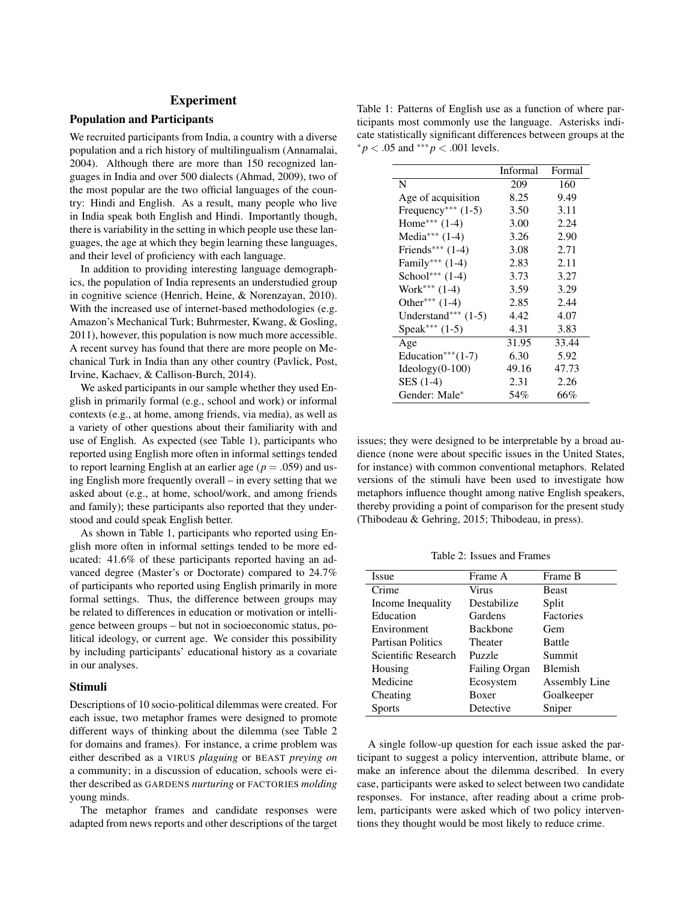## Experiment

### Population and Participants

We recruited participants from India, a country with a diverse population and a rich history of multilingualism (Annamalai, 2004). Although there are more than 150 recognized languages in India and over 500 dialects (Ahmad, 2009), two of the most popular are the two official languages of the country: Hindi and English. As a result, many people who live in India speak both English and Hindi. Importantly though, there is variability in the setting in which people use these languages, the age at which they begin learning these languages, and their level of proficiency with each language.

In addition to providing interesting language demographics, the population of India represents an understudied group in cognitive science (Henrich, Heine, & Norenzayan, 2010). With the increased use of internet-based methodologies (e.g. Amazon's Mechanical Turk; Buhrmester, Kwang, & Gosling, 2011), however, this population is now much more accessible. A recent survey has found that there are more people on Mechanical Turk in India than any other country (Pavlick, Post, Irvine, Kachaev, & Callison-Burch, 2014).

We asked participants in our sample whether they used English in primarily formal (e.g., school and work) or informal contexts (e.g., at home, among friends, via media), as well as a variety of other questions about their familiarity with and use of English. As expected (see Table 1), participants who reported using English more often in informal settings tended to report learning English at an earlier age ($p = .059$) and using English more frequently overall – in every setting that we asked about (e.g., at home, school/work, and among friends and family); these participants also reported that they understood and could speak English better.

As shown in Table 1, participants who reported using English more often in informal settings tended to be more educated: 41.6% of these participants reported having an advanced degree (Master's or Doctorate) compared to 24.7% of participants who reported using English primarily in more formal settings. Thus, the difference between groups may be related to differences in education or motivation or intelligence between groups – but not in socioeconomic status, political ideology, or current age. We consider this possibility by including participants' educational history as a covariate in our analyses.

Table 1: Patterns of English use as a function of where participants most commonly use the language. Asterisks indicate statistically significant differences between groups at the $^{*}p < .05$ and $^{***}p < .001$ levels.

| | Informal | Formal |
|---|---|---|
| N | 209 | 160 |
| Age of acquisition | 8.25 | 9.49 |
| Frequency*** (1-5) | 3.50 | 3.11 |
| Home*** (1-4) | 3.00 | 2.24 |
| Media*** (1-4) | 3.26 | 2.90 |
| Friends*** (1-4) | 3.08 | 2.71 |
| Family*** (1-4) | 2.83 | 2.11 |
| School*** (1-4) | 3.73 | 3.27 |
| Work*** (1-4) | 3.59 | 3.29 |
| Other*** (1-4) | 2.85 | 2.44 |
| Understand*** (1-5) | 4.42 | 4.07 |
| Speak*** (1-5) | 4.31 | 3.83 |
| Age | 31.95 | 33.44 |
| Education***(1-7) | 6.30 | 5.92 |
| Ideology(0-100) | 49.16 | 47.73 |
| SES (1-4) | 2.31 | 2.26 |
| Gender: Male* | 54% | 66% |

### Stimuli

Descriptions of 10 socio-political dilemmas were created. For each issue, two metaphor frames were designed to promote different ways of thinking about the dilemma (see Table 2 for domains and frames). For instance, a crime problem was either described as a VIRUS *plaguing* or BEAST *preying on* a community; in a discussion of education, schools were either described as GARDENS *nurturing* or FACTORIES *molding* young minds.

The metaphor frames and candidate responses were adapted from news reports and other descriptions of the target issues; they were designed to be interpretable by a broad audience (none were about specific issues in the United States, for instance) with common conventional metaphors. Related versions of the stimuli have been used to investigate how metaphors influence thought among native English speakers, thereby providing a point of comparison for the present study (Thibodeau & Gehring, 2015; Thibodeau, in press).

Table 2: Issues and Frames

| Issue | Frame A | Frame B |
|---|---|---|
| Crime | Virus | Beast |
| Income Inequality | Destabilize | Split |
| Education | Gardens | Factories |
| Environment | Backbone | Gem |
| Partisan Politics | Theater | Battle |
| Scientific Research | Puzzle | Summit |
| Housing | Failing Organ | Blemish |
| Medicine | Ecosystem | Assembly Line |
| Cheating | Boxer | Goalkeeper |
| Sports | Detective | Sniper |

A single follow-up question for each issue asked the participant to suggest a policy intervention, attribute blame, or make an inference about the dilemma described. In every case, participants were asked to select between two candidate responses. For instance, after reading about a crime problem, participants were asked which of two policy interventions they thought would be most likely to reduce crime.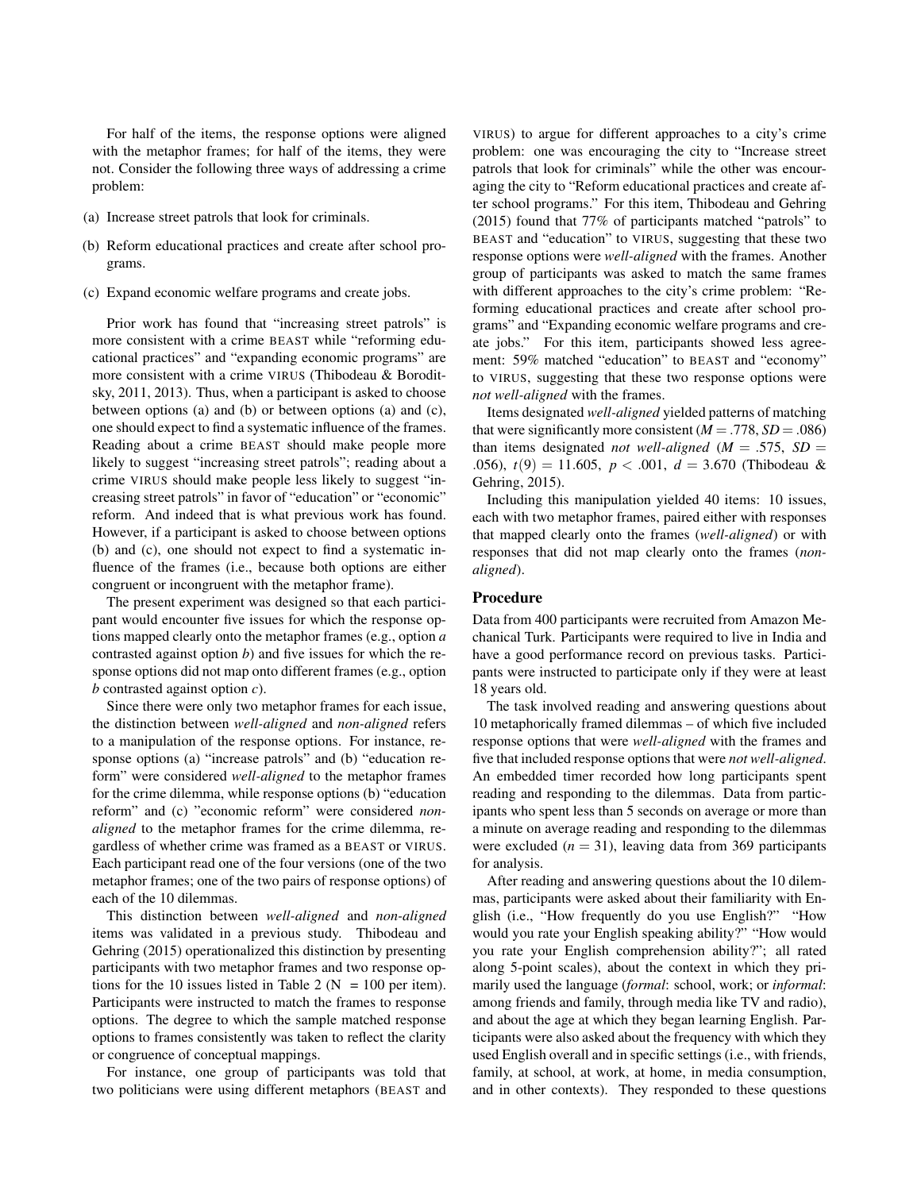For half of the items, the response options were aligned with the metaphor frames; for half of the items, they were not. Consider the following three ways of addressing a crime problem:

(a) Increase street patrols that look for criminals.

(b) Reform educational practices and create after school programs.

(c) Expand economic welfare programs and create jobs.

Prior work has found that "increasing street patrols" is more consistent with a crime BEAST while "reforming educational practices" and "expanding economic programs" are more consistent with a crime VIRUS (Thibodeau & Boroditsky, 2011, 2013). Thus, when a participant is asked to choose between options (a) and (b) or between options (a) and (c), one should expect to find a systematic influence of the frames. Reading about a crime BEAST should make people more likely to suggest "increasing street patrols"; reading about a crime VIRUS should make people less likely to suggest "increasing street patrols" in favor of "education" or "economic" reform. And indeed that is what previous work has found. However, if a participant is asked to choose between options (b) and (c), one should not expect to find a systematic influence of the frames (i.e., because both options are either congruent or incongruent with the metaphor frame).

The present experiment was designed so that each participant would encounter five issues for which the response options mapped clearly onto the metaphor frames (e.g., option *a* contrasted against option *b*) and five issues for which the response options did not map onto different frames (e.g., option *b* contrasted against option *c*).

Since there were only two metaphor frames for each issue, the distinction between *well-aligned* and *non-aligned* refers to a manipulation of the response options. For instance, response options (a) "increase patrols" and (b) "education reform" were considered *well-aligned* to the metaphor frames for the crime dilemma, while response options (b) "education reform" and (c) "economic reform" were considered *non-aligned* to the metaphor frames for the crime dilemma, regardless of whether crime was framed as a BEAST or VIRUS. Each participant read one of the four versions (one of the two metaphor frames; one of the two pairs of response options) of each of the 10 dilemmas.

This distinction between *well-aligned* and *non-aligned* items was validated in a previous study. Thibodeau and Gehring (2015) operationalized this distinction by presenting participants with two metaphor frames and two response options for the 10 issues listed in Table 2 (N = 100 per item). Participants were instructed to match the frames to response options. The degree to which the sample matched response options to frames consistently was taken to reflect the clarity or congruence of conceptual mappings.

For instance, one group of participants was told that two politicians were using different metaphors (BEAST and VIRUS) to argue for different approaches to a city's crime problem: one was encouraging the city to "Increase street patrols that look for criminals" while the other was encouraging the city to "Reform educational practices and create after school programs." For this item, Thibodeau and Gehring (2015) found that 77% of participants matched "patrols" to BEAST and "education" to VIRUS, suggesting that these two response options were *well-aligned* with the frames. Another group of participants was asked to match the same frames with different approaches to the city's crime problem: "Reforming educational practices and create after school programs" and "Expanding economic welfare programs and create jobs." For this item, participants showed less agreement: 59% matched "education" to BEAST and "economy" to VIRUS, suggesting that these two response options were *not well-aligned* with the frames.

Items designated *well-aligned* yielded patterns of matching that were significantly more consistent ($M = .778$, $SD = .086$) than items designated *not well-aligned* ($M = .575$, $SD = .056$), $t(9) = 11.605$, $p < .001$, $d = 3.670$ (Thibodeau & Gehring, 2015).

Including this manipulation yielded 40 items: 10 issues, each with two metaphor frames, paired either with responses that mapped clearly onto the frames (*well-aligned*) or with responses that did not map clearly onto the frames (*non-aligned*).

## Procedure

Data from 400 participants were recruited from Amazon Mechanical Turk. Participants were required to live in India and have a good performance record on previous tasks. Participants were instructed to participate only if they were at least 18 years old.

The task involved reading and answering questions about 10 metaphorically framed dilemmas – of which five included response options that were *well-aligned* with the frames and five that included response options that were *not well-aligned*. An embedded timer recorded how long participants spent reading and responding to the dilemmas. Data from participants who spent less than 5 seconds on average or more than a minute on average reading and responding to the dilemmas were excluded ($n = 31$), leaving data from 369 participants for analysis.

After reading and answering questions about the 10 dilemmas, participants were asked about their familiarity with English (i.e., "How frequently do you use English?" "How would you rate your English speaking ability?" "How would you rate your English comprehension ability?"; all rated along 5-point scales), about the context in which they primarily used the language (*formal*: school, work; or *informal*: among friends and family, through media like TV and radio), and about the age at which they began learning English. Participants were also asked about the frequency with which they used English overall and in specific settings (i.e., with friends, family, at school, at work, at home, in media consumption, and in other contexts). They responded to these questions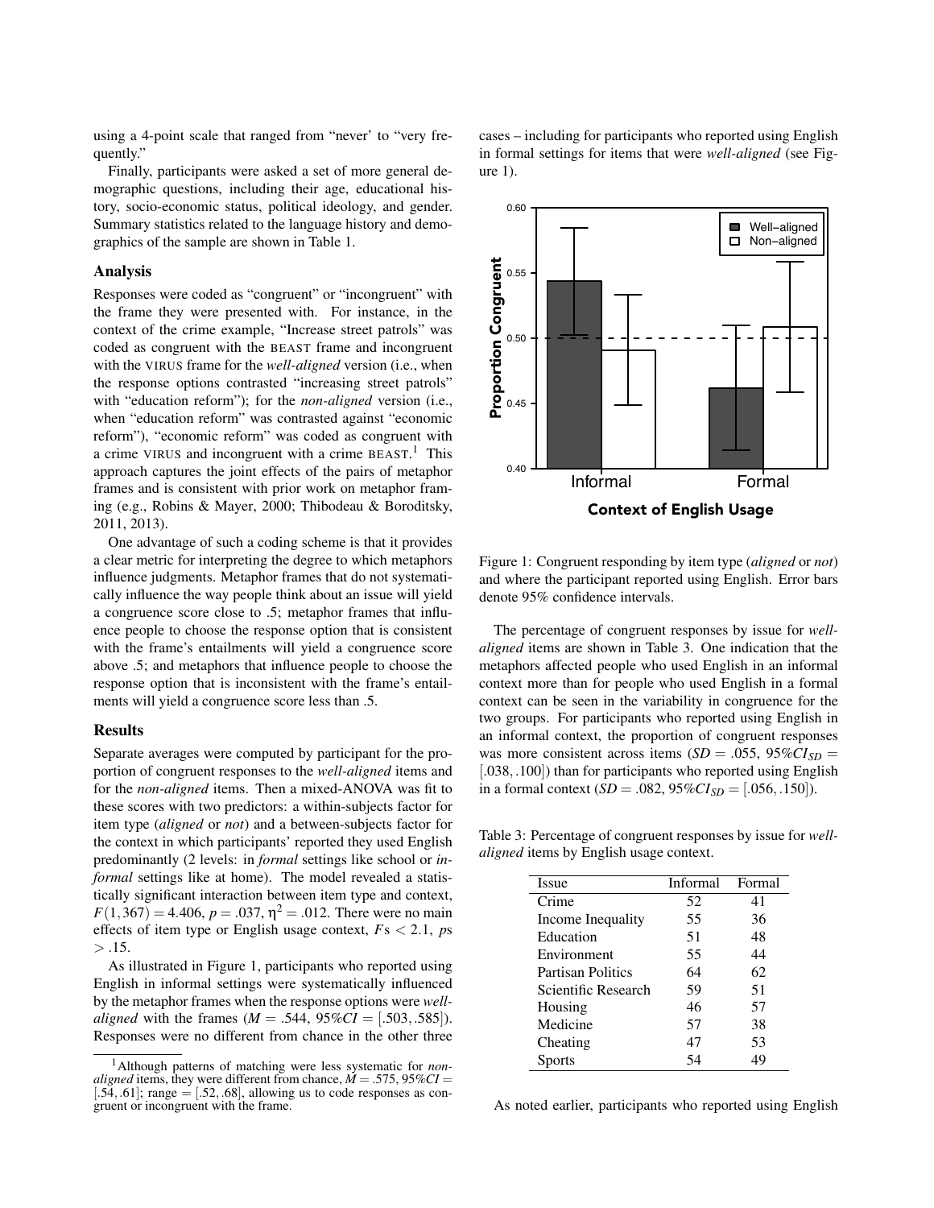using a 4-point scale that ranged from "never' to "very frequently."

Finally, participants were asked a set of more general demographic questions, including their age, educational history, socio-economic status, political ideology, and gender. Summary statistics related to the language history and demographics of the sample are shown in Table 1.

## Analysis

Responses were coded as "congruent" or "incongruent" with the frame they were presented with. For instance, in the context of the crime example, "Increase street patrols" was coded as congruent with the BEAST frame and incongruent with the VIRUS frame for the *well-aligned* version (i.e., when the response options contrasted "increasing street patrols" with "education reform"); for the *non-aligned* version (i.e., when "education reform" was contrasted against "economic reform"), "economic reform" was coded as congruent with a crime VIRUS and incongruent with a crime BEAST.[1] This approach captures the joint effects of the pairs of metaphor frames and is consistent with prior work on metaphor framing (e.g., Robins & Mayer, 2000; Thibodeau & Boroditsky, 2011, 2013).

One advantage of such a coding scheme is that it provides a clear metric for interpreting the degree to which metaphors influence judgments. Metaphor frames that do not systematically influence the way people think about an issue will yield a congruence score close to .5; metaphor frames that influence people to choose the response option that is consistent with the frame's entailments will yield a congruence score above .5; and metaphors that influence people to choose the response option that is inconsistent with the frame's entailments will yield a congruence score less than .5.

## Results

Separate averages were computed by participant for the proportion of congruent responses to the *well-aligned* items and for the *non-aligned* items. Then a mixed-ANOVA was fit to these scores with two predictors: a within-subjects factor for item type (*aligned* or *not*) and a between-subjects factor for the context in which participants' reported they used English predominantly (2 levels: in *formal* settings like school or *informal* settings like at home). The model revealed a statistically significant interaction between item type and context, $F(1,367) = 4.406$, $p = .037$, $\eta^2 = .012$. There were no main effects of item type or English usage context, $F$s $< 2.1$, $p$s $> .15$.

As illustrated in Figure 1, participants who reported using English in informal settings were systematically influenced by the metaphor frames when the response options were *well-aligned* with the frames ($M = .544$, $95\%CI = [.503, .585]$). Responses were no different from chance in the other three cases – including for participants who reported using English in formal settings for items that were *well-aligned* (see Figure 1).

Figure 1: Congruent responding by item type (*aligned* or *not*) and where the participant reported using English. Error bars denote 95% confidence intervals.

The percentage of congruent responses by issue for *well-aligned* items are shown in Table 3. One indication that the metaphors affected people who used English in an informal context more than for people who used English in a formal context can be seen in the variability in congruence for the two groups. For participants who reported using English in an informal context, the proportion of congruent responses was more consistent across items ($SD = .055$, $95\%CI_{SD} = [.038, .100]$) than for participants who reported using English in a formal context ($SD = .082$, $95\%CI_{SD} = [.056, .150]$).

Table 3: Percentage of congruent responses by issue for *well-aligned* items by English usage context.

| Issue | Informal | Formal |
|---|---|---|
| Crime | 52 | 41 |
| Income Inequality | 55 | 36 |
| Education | 51 | 48 |
| Environment | 55 | 44 |
| Partisan Politics | 64 | 62 |
| Scientific Research | 59 | 51 |
| Housing | 46 | 57 |
| Medicine | 57 | 38 |
| Cheating | 47 | 53 |
| Sports | 54 | 49 |

As noted earlier, participants who reported using English

[1] Although patterns of matching were less systematic for *non-aligned* items, they were different from chance, $M = .575$, $95\%CI = [.54, .61]$; range $= [.52, .68]$, allowing us to code responses as congruent or incongruent with the frame.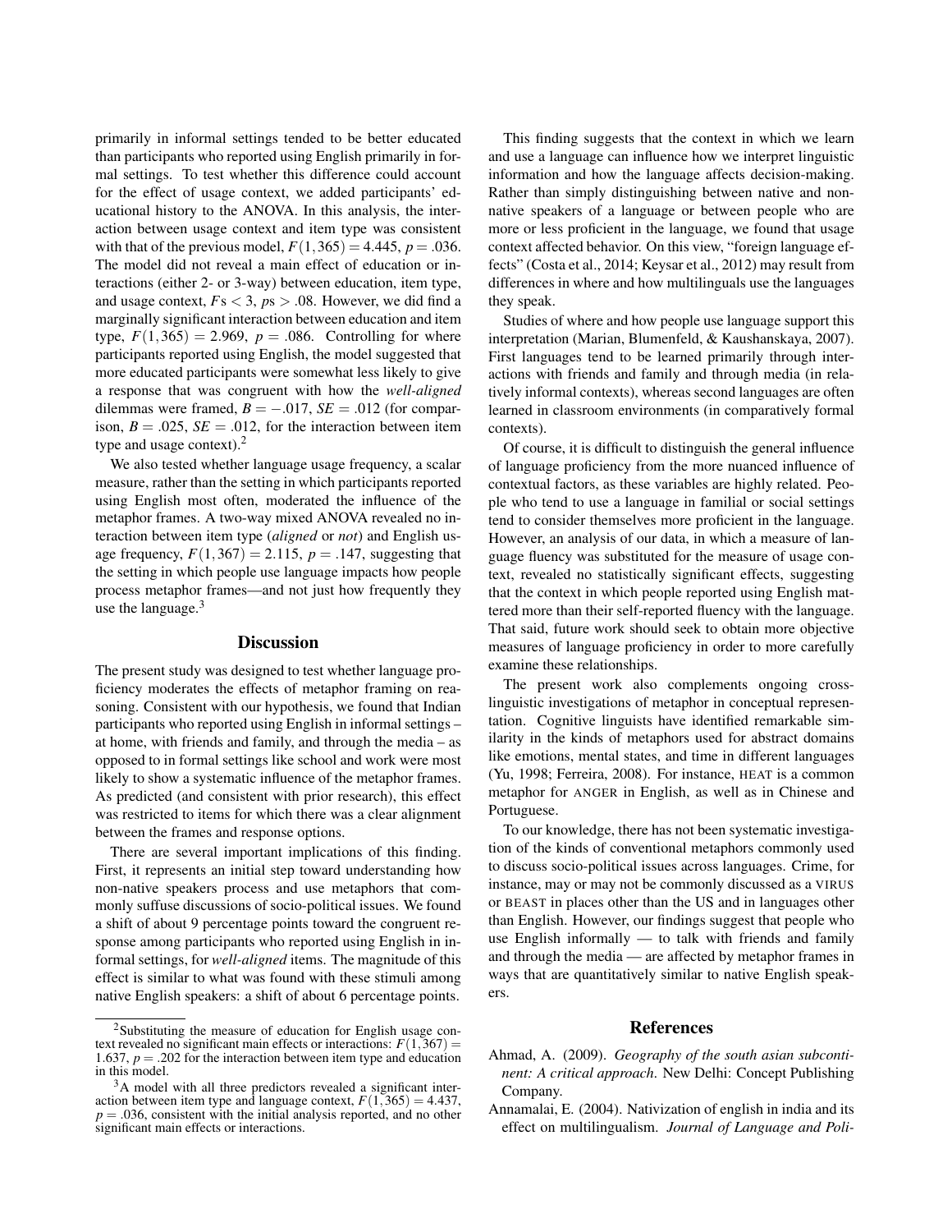primarily in informal settings tended to be better educated than participants who reported using English primarily in formal settings. To test whether this difference could account for the effect of usage context, we added participants' educational history to the ANOVA. In this analysis, the interaction between usage context and item type was consistent with that of the previous model, $F(1,365) = 4.445$, $p = .036$. The model did not reveal a main effect of education or interactions (either 2- or 3-way) between education, item type, and usage context, $F\text{s} < 3$, $p\text{s} > .08$. However, we did find a marginally significant interaction between education and item type, $F(1,365) = 2.969$, $p = .086$. Controlling for where participants reported using English, the model suggested that more educated participants were somewhat less likely to give a response that was congruent with how the *well-aligned* dilemmas were framed, $B = -.017$, $SE = .012$ (for comparison, $B = .025$, $SE = .012$, for the interaction between item type and usage context).[2]

We also tested whether language usage frequency, a scalar measure, rather than the setting in which participants reported using English most often, moderated the influence of the metaphor frames. A two-way mixed ANOVA revealed no interaction between item type (*aligned* or *not*) and English usage frequency, $F(1,367) = 2.115$, $p = .147$, suggesting that the setting in which people use language impacts how people process metaphor frames—and not just how frequently they use the language.[3]

## Discussion

The present study was designed to test whether language proficiency moderates the effects of metaphor framing on reasoning. Consistent with our hypothesis, we found that Indian participants who reported using English in informal settings – at home, with friends and family, and through the media – as opposed to in formal settings like school and work were most likely to show a systematic influence of the metaphor frames. As predicted (and consistent with prior research), this effect was restricted to items for which there was a clear alignment between the frames and response options.

There are several important implications of this finding. First, it represents an initial step toward understanding how non-native speakers process and use metaphors that commonly suffuse discussions of socio-political issues. We found a shift of about 9 percentage points toward the congruent response among participants who reported using English in informal settings, for *well-aligned* items. The magnitude of this effect is similar to what was found with these stimuli among native English speakers: a shift of about 6 percentage points.

This finding suggests that the context in which we learn and use a language can influence how we interpret linguistic information and how the language affects decision-making. Rather than simply distinguishing between native and non-native speakers of a language or between people who are more or less proficient in the language, we found that usage context affected behavior. On this view, "foreign language effects" (Costa et al., 2014; Keysar et al., 2012) may result from differences in where and how multilinguals use the languages they speak.

Studies of where and how people use language support this interpretation (Marian, Blumenfeld, & Kaushanskaya, 2007). First languages tend to be learned primarily through interactions with friends and family and through media (in relatively informal contexts), whereas second languages are often learned in classroom environments (in comparatively formal contexts).

Of course, it is difficult to distinguish the general influence of language proficiency from the more nuanced influence of contextual factors, as these variables are highly related. People who tend to use a language in familial or social settings tend to consider themselves more proficient in the language. However, an analysis of our data, in which a measure of language fluency was substituted for the measure of usage context, revealed no statistically significant effects, suggesting that the context in which people reported using English mattered more than their self-reported fluency with the language. That said, future work should seek to obtain more objective measures of language proficiency in order to more carefully examine these relationships.

The present work also complements ongoing cross-linguistic investigations of metaphor in conceptual representation. Cognitive linguists have identified remarkable similarity in the kinds of metaphors used for abstract domains like emotions, mental states, and time in different languages (Yu, 1998; Ferreira, 2008). For instance, HEAT is a common metaphor for ANGER in English, as well as in Chinese and Portuguese.

To our knowledge, there has not been systematic investigation of the kinds of conventional metaphors commonly used to discuss socio-political issues across languages. Crime, for instance, may or may not be commonly discussed as a VIRUS or BEAST in places other than the US and in languages other than English. However, our findings suggest that people who use English informally — to talk with friends and family and through the media — are affected by metaphor frames in ways that are quantitatively similar to native English speakers.

[2]Substituting the measure of education for English usage context revealed no significant main effects or interactions: $F(1,367) = 1.637$, $p = .202$ for the interaction between item type and education in this model.

[3]A model with all three predictors revealed a significant interaction between item type and language context, $F(1,365) = 4.437$, $p = .036$, consistent with the initial analysis reported, and no other significant main effects or interactions.

## References

Ahmad, A. (2009). *Geography of the south asian subcontinent: A critical approach*. New Delhi: Concept Publishing Company.

Annamalai, E. (2004). Nativization of english in india and its effect on multilingualism. *Journal of Language and Poli-*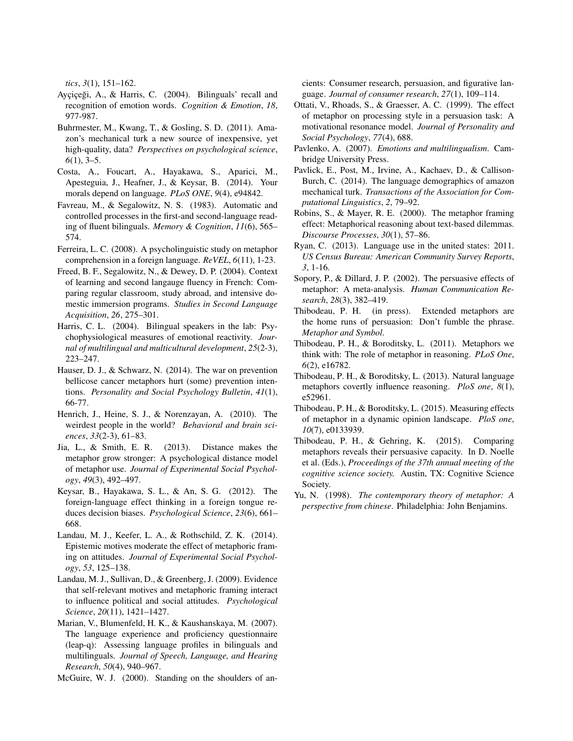*tics*, *3*(1), 151–162.

Ayçiçeği, A., & Harris, C. (2004). Bilinguals' recall and recognition of emotion words. *Cognition & Emotion*, *18*, 977-987.

Buhrmester, M., Kwang, T., & Gosling, S. D. (2011). Amazon's mechanical turk a new source of inexpensive, yet high-quality, data? *Perspectives on psychological science*, *6*(1), 3–5.

Costa, A., Foucart, A., Hayakawa, S., Aparici, M., Apesteguia, J., Heafner, J., & Keysar, B. (2014). Your morals depend on language. *PLoS ONE*, *9*(4), e94842.

Favreau, M., & Segalowitz, N. S. (1983). Automatic and controlled processes in the first-and second-language reading of fluent bilinguals. *Memory & Cognition*, *11*(6), 565–574.

Ferreira, L. C. (2008). A psycholinguistic study on metaphor comprehension in a foreign language. *ReVEL*, *6*(11), 1-23.

Freed, B. F., Segalowitz, N., & Dewey, D. P. (2004). Context of learning and second langauge fluency in French: Comparing regular classroom, study abroad, and intensive domestic immersion programs. *Studies in Second Language Acquisition*, *26*, 275–301.

Harris, C. L. (2004). Bilingual speakers in the lab: Psychophysiological measures of emotional reactivity. *Journal of multilingual and multicultural development*, *25*(2-3), 223–247.

Hauser, D. J., & Schwarz, N. (2014). The war on prevention bellicose cancer metaphors hurt (some) prevention intentions. *Personality and Social Psychology Bulletin*, *41*(1), 66-77.

Henrich, J., Heine, S. J., & Norenzayan, A. (2010). The weirdest people in the world? *Behavioral and brain sciences*, *33*(2-3), 61–83.

Jia, L., & Smith, E. R. (2013). Distance makes the metaphor grow stronger: A psychological distance model of metaphor use. *Journal of Experimental Social Psychology*, *49*(3), 492–497.

Keysar, B., Hayakawa, S. L., & An, S. G. (2012). The foreign-language effect thinking in a foreign tongue reduces decision biases. *Psychological Science*, *23*(6), 661–668.

Landau, M. J., Keefer, L. A., & Rothschild, Z. K. (2014). Epistemic motives moderate the effect of metaphoric framing on attitudes. *Journal of Experimental Social Psychology*, *53*, 125–138.

Landau, M. J., Sullivan, D., & Greenberg, J. (2009). Evidence that self-relevant motives and metaphoric framing interact to influence political and social attitudes. *Psychological Science*, *20*(11), 1421–1427.

Marian, V., Blumenfeld, H. K., & Kaushanskaya, M. (2007). The language experience and proficiency questionnaire (leap-q): Assessing language profiles in bilinguals and multilinguals. *Journal of Speech, Language, and Hearing Research*, *50*(4), 940–967.

McGuire, W. J. (2000). Standing on the shoulders of ancients: Consumer research, persuasion, and figurative language. *Journal of consumer research*, *27*(1), 109–114.

Ottati, V., Rhoads, S., & Graesser, A. C. (1999). The effect of metaphor on processing style in a persuasion task: A motivational resonance model. *Journal of Personality and Social Psychology*, *77*(4), 688.

Pavlenko, A. (2007). *Emotions and multilingualism*. Cambridge University Press.

Pavlick, E., Post, M., Irvine, A., Kachaev, D., & Callison-Burch, C. (2014). The language demographics of amazon mechanical turk. *Transactions of the Association for Computational Linguistics*, *2*, 79–92.

Robins, S., & Mayer, R. E. (2000). The metaphor framing effect: Metaphorical reasoning about text-based dilemmas. *Discourse Processes*, *30*(1), 57–86.

Ryan, C. (2013). Language use in the united states: 2011. *US Census Bureau: American Community Survey Reports*, *3*, 1-16.

Sopory, P., & Dillard, J. P. (2002). The persuasive effects of metaphor: A meta-analysis. *Human Communication Research*, *28*(3), 382–419.

Thibodeau, P. H. (in press). Extended metaphors are the home runs of persuasion: Don't fumble the phrase. *Metaphor and Symbol*.

Thibodeau, P. H., & Boroditsky, L. (2011). Metaphors we think with: The role of metaphor in reasoning. *PLoS One*, *6*(2), e16782.

Thibodeau, P. H., & Boroditsky, L. (2013). Natural language metaphors covertly influence reasoning. *PloS one*, *8*(1), e52961.

Thibodeau, P. H., & Boroditsky, L. (2015). Measuring effects of metaphor in a dynamic opinion landscape. *PloS one*, *10*(7), e0133939.

Thibodeau, P. H., & Gehring, K. (2015). Comparing metaphors reveals their persuasive capacity. In D. Noelle et al. (Eds.), *Proceedings of the 37th annual meeting of the cognitive science society.* Austin, TX: Cognitive Science Society.

Yu, N. (1998). *The contemporary theory of metaphor: A perspective from chinese*. Philadelphia: John Benjamins.